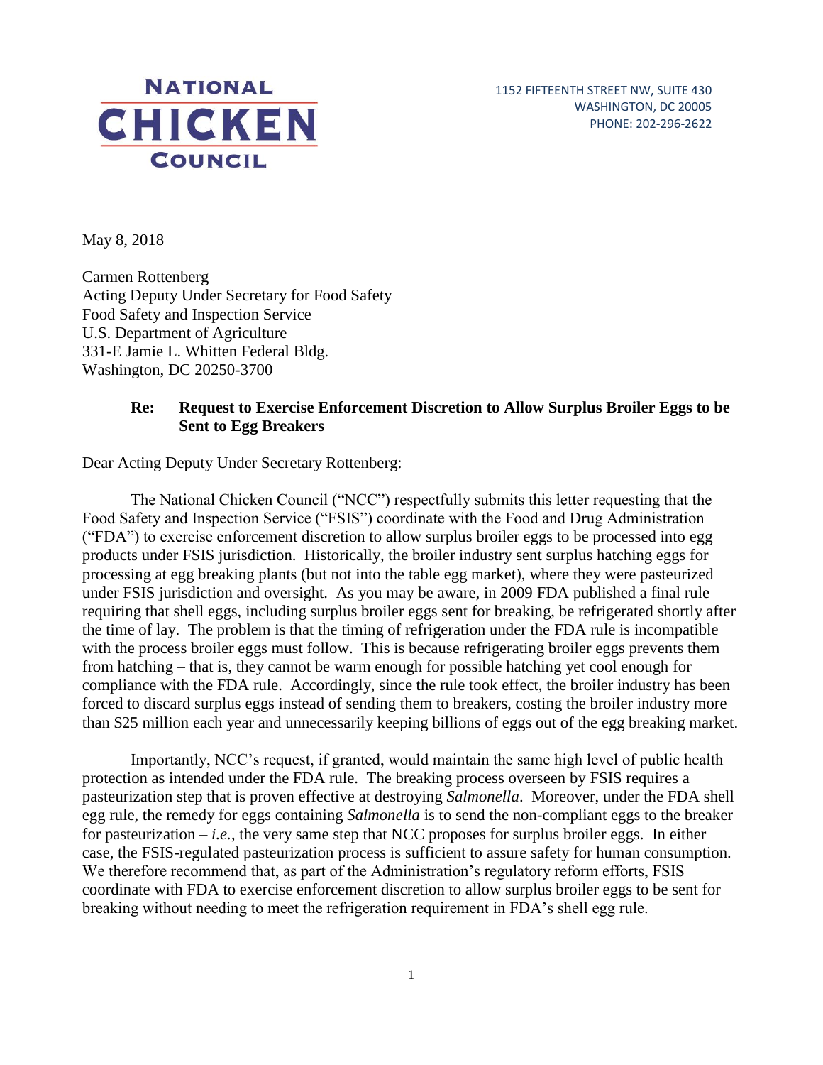**NATIONAL CHICKEN COUNCIL**

1152 FIFTEENTH STREET NW, SUITE 430
WASHINGTON, DC 20005
PHONE: 202-296-2622

May 8, 2018

Carmen Rottenberg
Acting Deputy Under Secretary for Food Safety
Food Safety and Inspection Service
U.S. Department of Agriculture
331-E Jamie L. Whitten Federal Bldg.
Washington, DC 20250-3700

**Re: Request to Exercise Enforcement Discretion to Allow Surplus Broiler Eggs to be Sent to Egg Breakers**

Dear Acting Deputy Under Secretary Rottenberg:

The National Chicken Council ("NCC") respectfully submits this letter requesting that the Food Safety and Inspection Service ("FSIS") coordinate with the Food and Drug Administration ("FDA") to exercise enforcement discretion to allow surplus broiler eggs to be processed into egg products under FSIS jurisdiction. Historically, the broiler industry sent surplus hatching eggs for processing at egg breaking plants (but not into the table egg market), where they were pasteurized under FSIS jurisdiction and oversight. As you may be aware, in 2009 FDA published a final rule requiring that shell eggs, including surplus broiler eggs sent for breaking, be refrigerated shortly after the time of lay. The problem is that the timing of refrigeration under the FDA rule is incompatible with the process broiler eggs must follow. This is because refrigerating broiler eggs prevents them from hatching – that is, they cannot be warm enough for possible hatching yet cool enough for compliance with the FDA rule. Accordingly, since the rule took effect, the broiler industry has been forced to discard surplus eggs instead of sending them to breakers, costing the broiler industry more than $25 million each year and unnecessarily keeping billions of eggs out of the egg breaking market.

Importantly, NCC's request, if granted, would maintain the same high level of public health protection as intended under the FDA rule. The breaking process overseen by FSIS requires a pasteurization step that is proven effective at destroying *Salmonella*. Moreover, under the FDA shell egg rule, the remedy for eggs containing *Salmonella* is to send the non-compliant eggs to the breaker for pasteurization – *i.e.*, the very same step that NCC proposes for surplus broiler eggs. In either case, the FSIS-regulated pasteurization process is sufficient to assure safety for human consumption. We therefore recommend that, as part of the Administration's regulatory reform efforts, FSIS coordinate with FDA to exercise enforcement discretion to allow surplus broiler eggs to be sent for breaking without needing to meet the refrigeration requirement in FDA's shell egg rule.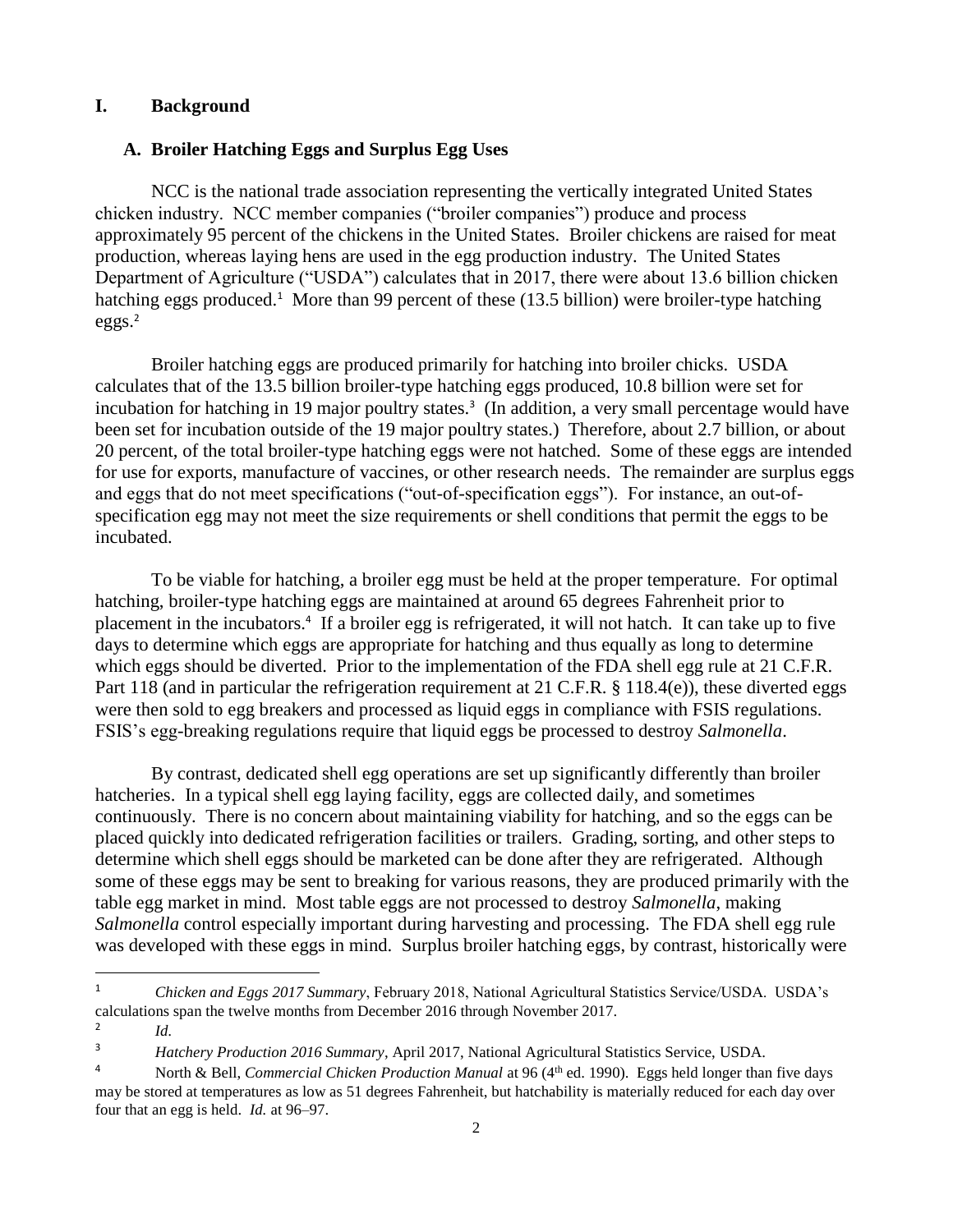## I. Background

### A. Broiler Hatching Eggs and Surplus Egg Uses

NCC is the national trade association representing the vertically integrated United States chicken industry. NCC member companies ("broiler companies") produce and process approximately 95 percent of the chickens in the United States. Broiler chickens are raised for meat production, whereas laying hens are used in the egg production industry. The United States Department of Agriculture ("USDA") calculates that in 2017, there were about 13.6 billion chicken hatching eggs produced.[1] More than 99 percent of these (13.5 billion) were broiler-type hatching eggs.[2]

Broiler hatching eggs are produced primarily for hatching into broiler chicks. USDA calculates that of the 13.5 billion broiler-type hatching eggs produced, 10.8 billion were set for incubation for hatching in 19 major poultry states.[3] (In addition, a very small percentage would have been set for incubation outside of the 19 major poultry states.) Therefore, about 2.7 billion, or about 20 percent, of the total broiler-type hatching eggs were not hatched. Some of these eggs are intended for use for exports, manufacture of vaccines, or other research needs. The remainder are surplus eggs and eggs that do not meet specifications ("out-of-specification eggs"). For instance, an out-of-specification egg may not meet the size requirements or shell conditions that permit the eggs to be incubated.

To be viable for hatching, a broiler egg must be held at the proper temperature. For optimal hatching, broiler-type hatching eggs are maintained at around 65 degrees Fahrenheit prior to placement in the incubators.[4] If a broiler egg is refrigerated, it will not hatch. It can take up to five days to determine which eggs are appropriate for hatching and thus equally as long to determine which eggs should be diverted. Prior to the implementation of the FDA shell egg rule at 21 C.F.R. Part 118 (and in particular the refrigeration requirement at 21 C.F.R. § 118.4(e)), these diverted eggs were then sold to egg breakers and processed as liquid eggs in compliance with FSIS regulations. FSIS's egg-breaking regulations require that liquid eggs be processed to destroy *Salmonella*.

By contrast, dedicated shell egg operations are set up significantly differently than broiler hatcheries. In a typical shell egg laying facility, eggs are collected daily, and sometimes continuously. There is no concern about maintaining viability for hatching, and so the eggs can be placed quickly into dedicated refrigeration facilities or trailers. Grading, sorting, and other steps to determine which shell eggs should be marketed can be done after they are refrigerated. Although some of these eggs may be sent to breaking for various reasons, they are produced primarily with the table egg market in mind. Most table eggs are not processed to destroy *Salmonella*, making *Salmonella* control especially important during harvesting and processing. The FDA shell egg rule was developed with these eggs in mind. Surplus broiler hatching eggs, by contrast, historically were

---

[1] *Chicken and Eggs 2017 Summary*, February 2018, National Agricultural Statistics Service/USDA. USDA's calculations span the twelve months from December 2016 through November 2017.

[2] *Id.*

[3] *Hatchery Production 2016 Summary*, April 2017, National Agricultural Statistics Service, USDA.

[4] North & Bell, *Commercial Chicken Production Manual* at 96 (4th ed. 1990). Eggs held longer than five days may be stored at temperatures as low as 51 degrees Fahrenheit, but hatchability is materially reduced for each day over four that an egg is held. *Id.* at 96–97.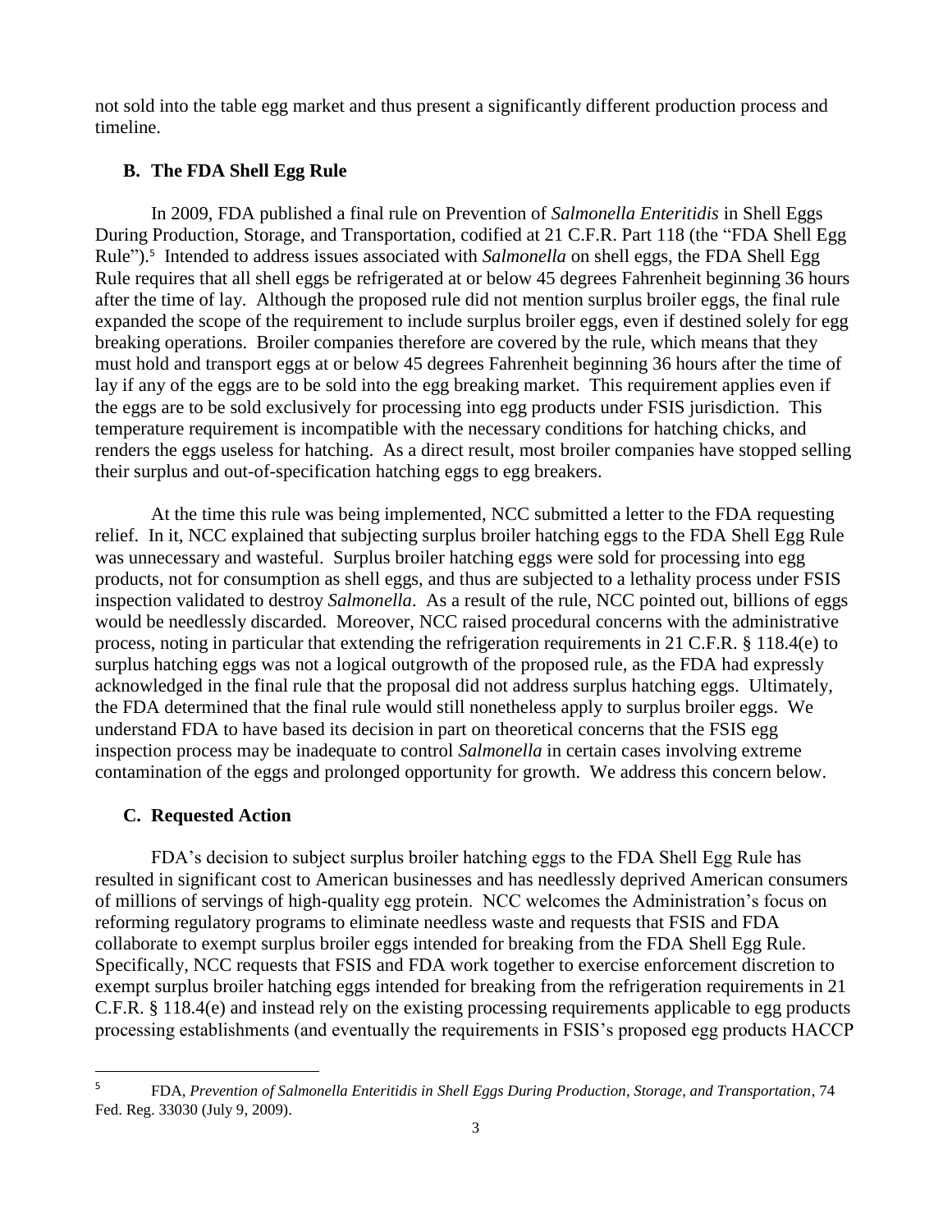not sold into the table egg market and thus present a significantly different production process and timeline.

### B. The FDA Shell Egg Rule

In 2009, FDA published a final rule on Prevention of *Salmonella Enteritidis* in Shell Eggs During Production, Storage, and Transportation, codified at 21 C.F.R. Part 118 (the "FDA Shell Egg Rule").[5] Intended to address issues associated with *Salmonella* on shell eggs, the FDA Shell Egg Rule requires that all shell eggs be refrigerated at or below 45 degrees Fahrenheit beginning 36 hours after the time of lay. Although the proposed rule did not mention surplus broiler eggs, the final rule expanded the scope of the requirement to include surplus broiler eggs, even if destined solely for egg breaking operations. Broiler companies therefore are covered by the rule, which means that they must hold and transport eggs at or below 45 degrees Fahrenheit beginning 36 hours after the time of lay if any of the eggs are to be sold into the egg breaking market. This requirement applies even if the eggs are to be sold exclusively for processing into egg products under FSIS jurisdiction. This temperature requirement is incompatible with the necessary conditions for hatching chicks, and renders the eggs useless for hatching. As a direct result, most broiler companies have stopped selling their surplus and out-of-specification hatching eggs to egg breakers.

At the time this rule was being implemented, NCC submitted a letter to the FDA requesting relief. In it, NCC explained that subjecting surplus broiler hatching eggs to the FDA Shell Egg Rule was unnecessary and wasteful. Surplus broiler hatching eggs were sold for processing into egg products, not for consumption as shell eggs, and thus are subjected to a lethality process under FSIS inspection validated to destroy *Salmonella*. As a result of the rule, NCC pointed out, billions of eggs would be needlessly discarded. Moreover, NCC raised procedural concerns with the administrative process, noting in particular that extending the refrigeration requirements in 21 C.F.R. § 118.4(e) to surplus hatching eggs was not a logical outgrowth of the proposed rule, as the FDA had expressly acknowledged in the final rule that the proposal did not address surplus hatching eggs. Ultimately, the FDA determined that the final rule would still nonetheless apply to surplus broiler eggs. We understand FDA to have based its decision in part on theoretical concerns that the FSIS egg inspection process may be inadequate to control *Salmonella* in certain cases involving extreme contamination of the eggs and prolonged opportunity for growth. We address this concern below.

### C. Requested Action

FDA's decision to subject surplus broiler hatching eggs to the FDA Shell Egg Rule has resulted in significant cost to American businesses and has needlessly deprived American consumers of millions of servings of high-quality egg protein. NCC welcomes the Administration's focus on reforming regulatory programs to eliminate needless waste and requests that FSIS and FDA collaborate to exempt surplus broiler eggs intended for breaking from the FDA Shell Egg Rule. Specifically, NCC requests that FSIS and FDA work together to exercise enforcement discretion to exempt surplus broiler hatching eggs intended for breaking from the refrigeration requirements in 21 C.F.R. § 118.4(e) and instead rely on the existing processing requirements applicable to egg products processing establishments (and eventually the requirements in FSIS's proposed egg products HACCP

---

[5] FDA, *Prevention of Salmonella Enteritidis in Shell Eggs During Production, Storage, and Transportation*, 74 Fed. Reg. 33030 (July 9, 2009).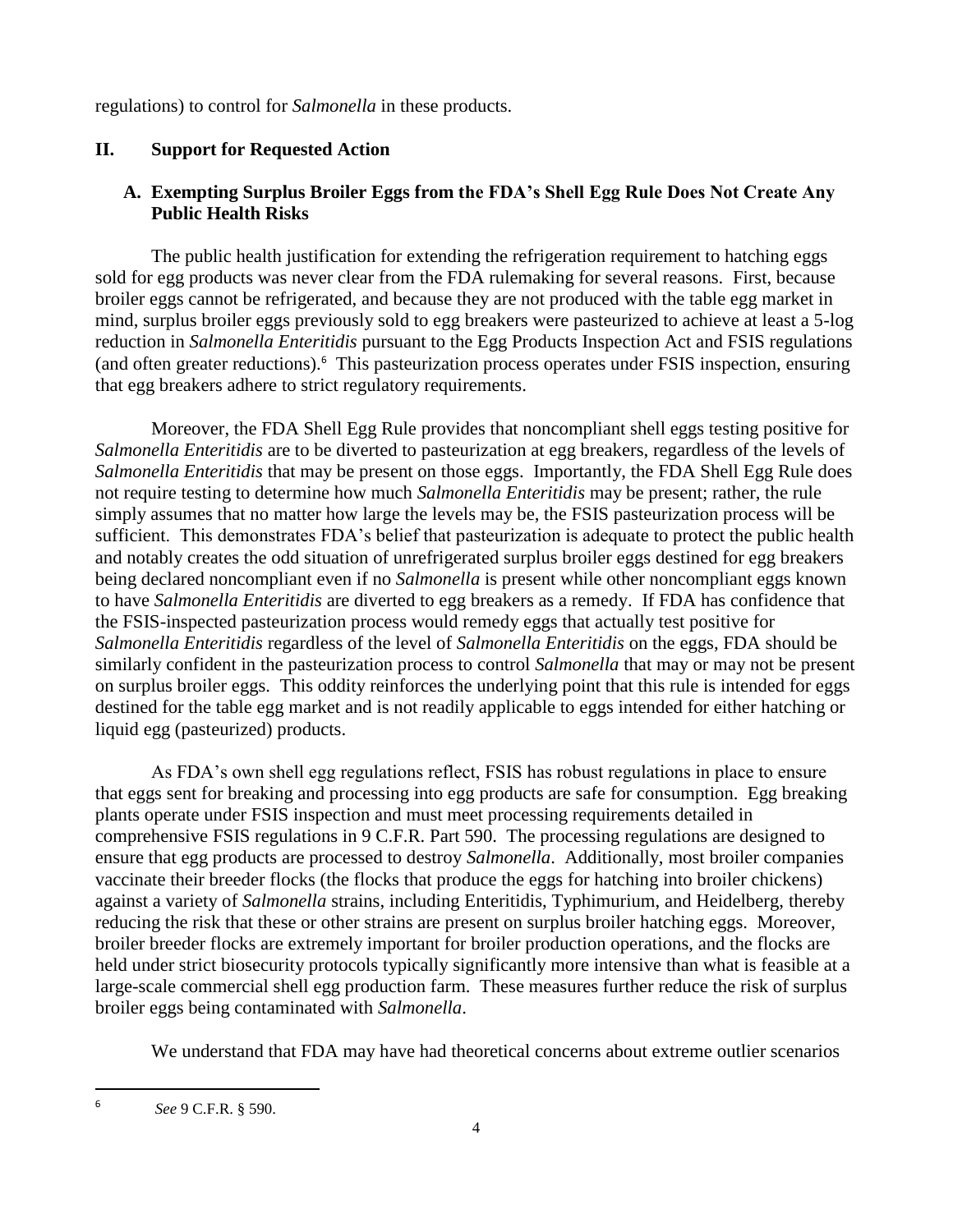regulations) to control for *Salmonella* in these products.

## II. Support for Requested Action

### A. Exempting Surplus Broiler Eggs from the FDA's Shell Egg Rule Does Not Create Any Public Health Risks

The public health justification for extending the refrigeration requirement to hatching eggs sold for egg products was never clear from the FDA rulemaking for several reasons. First, because broiler eggs cannot be refrigerated, and because they are not produced with the table egg market in mind, surplus broiler eggs previously sold to egg breakers were pasteurized to achieve at least a 5-log reduction in *Salmonella Enteritidis* pursuant to the Egg Products Inspection Act and FSIS regulations (and often greater reductions).[6] This pasteurization process operates under FSIS inspection, ensuring that egg breakers adhere to strict regulatory requirements.

Moreover, the FDA Shell Egg Rule provides that noncompliant shell eggs testing positive for *Salmonella Enteritidis* are to be diverted to pasteurization at egg breakers, regardless of the levels of *Salmonella Enteritidis* that may be present on those eggs. Importantly, the FDA Shell Egg Rule does not require testing to determine how much *Salmonella Enteritidis* may be present; rather, the rule simply assumes that no matter how large the levels may be, the FSIS pasteurization process will be sufficient. This demonstrates FDA's belief that pasteurization is adequate to protect the public health and notably creates the odd situation of unrefrigerated surplus broiler eggs destined for egg breakers being declared noncompliant even if no *Salmonella* is present while other noncompliant eggs known to have *Salmonella Enteritidis* are diverted to egg breakers as a remedy. If FDA has confidence that the FSIS-inspected pasteurization process would remedy eggs that actually test positive for *Salmonella Enteritidis* regardless of the level of *Salmonella Enteritidis* on the eggs, FDA should be similarly confident in the pasteurization process to control *Salmonella* that may or may not be present on surplus broiler eggs. This oddity reinforces the underlying point that this rule is intended for eggs destined for the table egg market and is not readily applicable to eggs intended for either hatching or liquid egg (pasteurized) products.

As FDA's own shell egg regulations reflect, FSIS has robust regulations in place to ensure that eggs sent for breaking and processing into egg products are safe for consumption. Egg breaking plants operate under FSIS inspection and must meet processing requirements detailed in comprehensive FSIS regulations in 9 C.F.R. Part 590. The processing regulations are designed to ensure that egg products are processed to destroy *Salmonella*. Additionally, most broiler companies vaccinate their breeder flocks (the flocks that produce the eggs for hatching into broiler chickens) against a variety of *Salmonella* strains, including Enteritidis, Typhimurium, and Heidelberg, thereby reducing the risk that these or other strains are present on surplus broiler hatching eggs. Moreover, broiler breeder flocks are extremely important for broiler production operations, and the flocks are held under strict biosecurity protocols typically significantly more intensive than what is feasible at a large-scale commercial shell egg production farm. These measures further reduce the risk of surplus broiler eggs being contaminated with *Salmonella*.

We understand that FDA may have had theoretical concerns about extreme outlier scenarios

---

[6] *See* 9 C.F.R. § 590.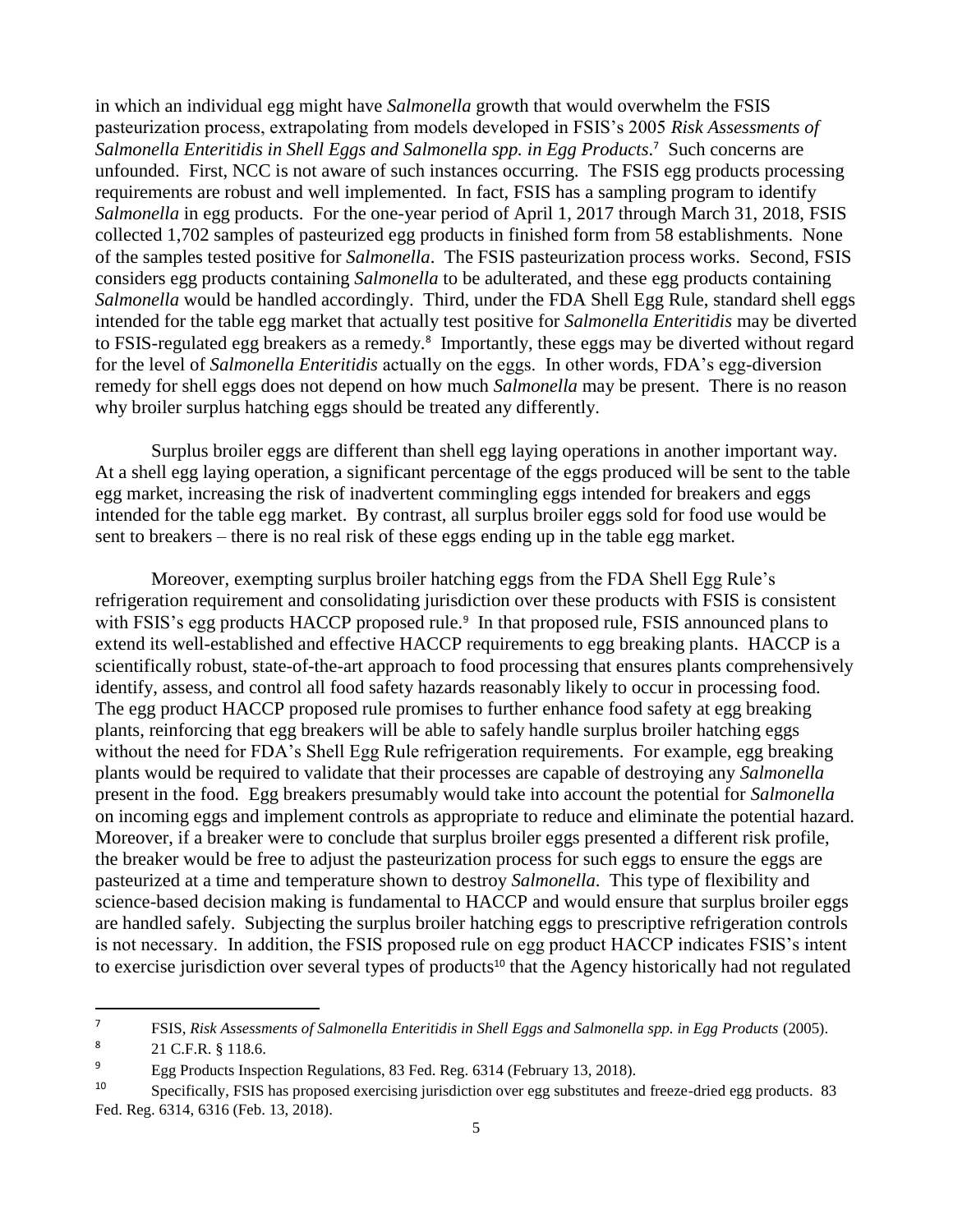in which an individual egg might have *Salmonella* growth that would overwhelm the FSIS pasteurization process, extrapolating from models developed in FSIS's 2005 *Risk Assessments of Salmonella Enteritidis in Shell Eggs and Salmonella spp. in Egg Products*.[7] Such concerns are unfounded. First, NCC is not aware of such instances occurring. The FSIS egg products processing requirements are robust and well implemented. In fact, FSIS has a sampling program to identify *Salmonella* in egg products. For the one-year period of April 1, 2017 through March 31, 2018, FSIS collected 1,702 samples of pasteurized egg products in finished form from 58 establishments. None of the samples tested positive for *Salmonella*. The FSIS pasteurization process works. Second, FSIS considers egg products containing *Salmonella* to be adulterated, and these egg products containing *Salmonella* would be handled accordingly. Third, under the FDA Shell Egg Rule, standard shell eggs intended for the table egg market that actually test positive for *Salmonella Enteritidis* may be diverted to FSIS-regulated egg breakers as a remedy.[8] Importantly, these eggs may be diverted without regard for the level of *Salmonella Enteritidis* actually on the eggs. In other words, FDA's egg-diversion remedy for shell eggs does not depend on how much *Salmonella* may be present. There is no reason why broiler surplus hatching eggs should be treated any differently.

Surplus broiler eggs are different than shell egg laying operations in another important way. At a shell egg laying operation, a significant percentage of the eggs produced will be sent to the table egg market, increasing the risk of inadvertent commingling eggs intended for breakers and eggs intended for the table egg market. By contrast, all surplus broiler eggs sold for food use would be sent to breakers – there is no real risk of these eggs ending up in the table egg market.

Moreover, exempting surplus broiler hatching eggs from the FDA Shell Egg Rule's refrigeration requirement and consolidating jurisdiction over these products with FSIS is consistent with FSIS's egg products HACCP proposed rule.[9] In that proposed rule, FSIS announced plans to extend its well-established and effective HACCP requirements to egg breaking plants. HACCP is a scientifically robust, state-of-the-art approach to food processing that ensures plants comprehensively identify, assess, and control all food safety hazards reasonably likely to occur in processing food. The egg product HACCP proposed rule promises to further enhance food safety at egg breaking plants, reinforcing that egg breakers will be able to safely handle surplus broiler hatching eggs without the need for FDA's Shell Egg Rule refrigeration requirements. For example, egg breaking plants would be required to validate that their processes are capable of destroying any *Salmonella* present in the food. Egg breakers presumably would take into account the potential for *Salmonella* on incoming eggs and implement controls as appropriate to reduce and eliminate the potential hazard. Moreover, if a breaker were to conclude that surplus broiler eggs presented a different risk profile, the breaker would be free to adjust the pasteurization process for such eggs to ensure the eggs are pasteurized at a time and temperature shown to destroy *Salmonella*. This type of flexibility and science-based decision making is fundamental to HACCP and would ensure that surplus broiler eggs are handled safely. Subjecting the surplus broiler hatching eggs to prescriptive refrigeration controls is not necessary. In addition, the FSIS proposed rule on egg product HACCP indicates FSIS's intent to exercise jurisdiction over several types of products[10] that the Agency historically had not regulated

---

[7] FSIS, *Risk Assessments of Salmonella Enteritidis in Shell Eggs and Salmonella spp. in Egg Products* (2005).

[8] 21 C.F.R. § 118.6.

[9] Egg Products Inspection Regulations, 83 Fed. Reg. 6314 (February 13, 2018).

[10] Specifically, FSIS has proposed exercising jurisdiction over egg substitutes and freeze-dried egg products. 83 Fed. Reg. 6314, 6316 (Feb. 13, 2018).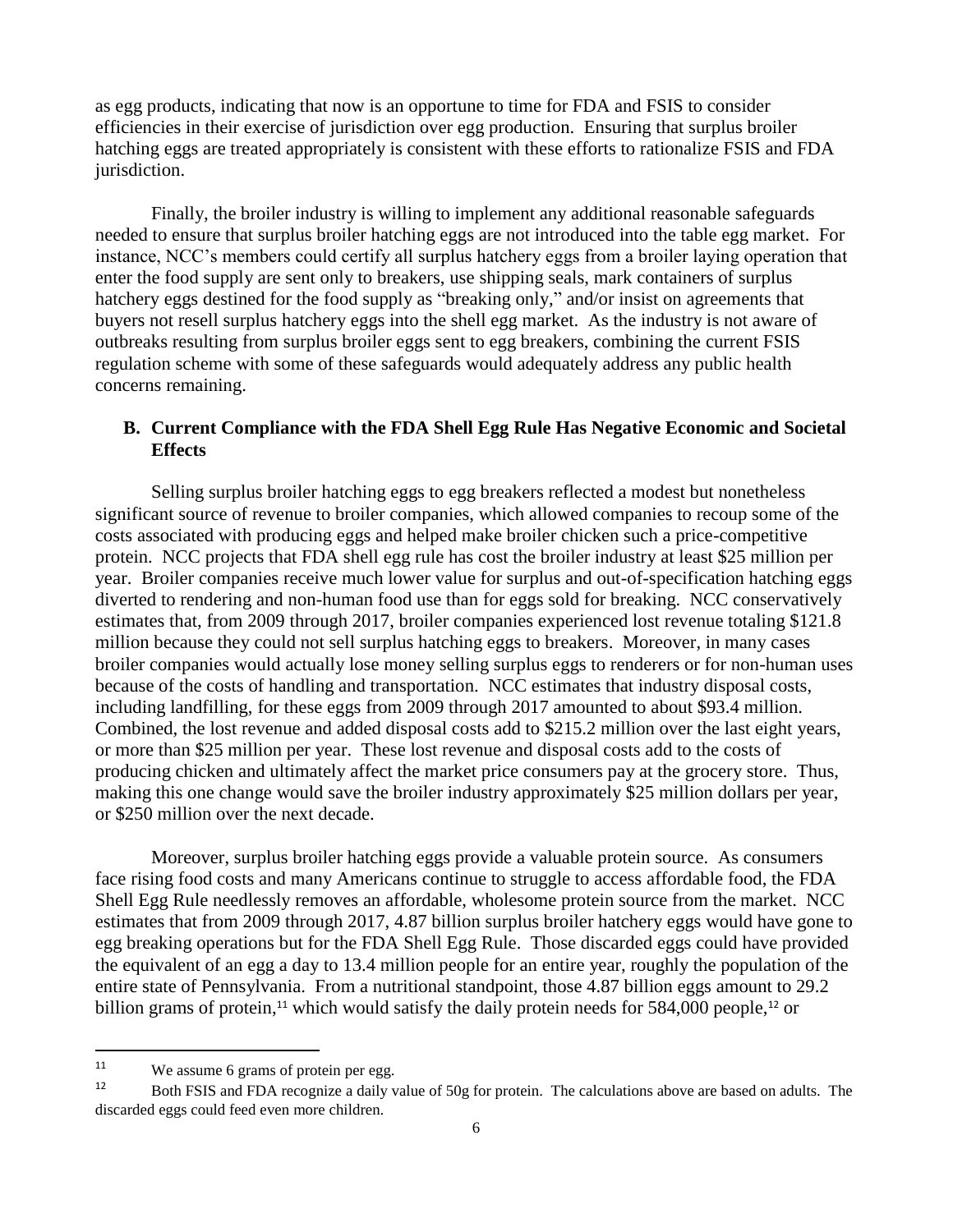as egg products, indicating that now is an opportune to time for FDA and FSIS to consider efficiencies in their exercise of jurisdiction over egg production. Ensuring that surplus broiler hatching eggs are treated appropriately is consistent with these efforts to rationalize FSIS and FDA jurisdiction.

Finally, the broiler industry is willing to implement any additional reasonable safeguards needed to ensure that surplus broiler hatching eggs are not introduced into the table egg market. For instance, NCC's members could certify all surplus hatchery eggs from a broiler laying operation that enter the food supply are sent only to breakers, use shipping seals, mark containers of surplus hatchery eggs destined for the food supply as "breaking only," and/or insist on agreements that buyers not resell surplus hatchery eggs into the shell egg market. As the industry is not aware of outbreaks resulting from surplus broiler eggs sent to egg breakers, combining the current FSIS regulation scheme with some of these safeguards would adequately address any public health concerns remaining.

### B. Current Compliance with the FDA Shell Egg Rule Has Negative Economic and Societal Effects

Selling surplus broiler hatching eggs to egg breakers reflected a modest but nonetheless significant source of revenue to broiler companies, which allowed companies to recoup some of the costs associated with producing eggs and helped make broiler chicken such a price-competitive protein. NCC projects that FDA shell egg rule has cost the broiler industry at least $25 million per year. Broiler companies receive much lower value for surplus and out-of-specification hatching eggs diverted to rendering and non-human food use than for eggs sold for breaking. NCC conservatively estimates that, from 2009 through 2017, broiler companies experienced lost revenue totaling $121.8 million because they could not sell surplus hatching eggs to breakers. Moreover, in many cases broiler companies would actually lose money selling surplus eggs to renderers or for non-human uses because of the costs of handling and transportation. NCC estimates that industry disposal costs, including landfilling, for these eggs from 2009 through 2017 amounted to about $93.4 million. Combined, the lost revenue and added disposal costs add to $215.2 million over the last eight years, or more than $25 million per year. These lost revenue and disposal costs add to the costs of producing chicken and ultimately affect the market price consumers pay at the grocery store. Thus, making this one change would save the broiler industry approximately $25 million dollars per year, or $250 million over the next decade.

Moreover, surplus broiler hatching eggs provide a valuable protein source. As consumers face rising food costs and many Americans continue to struggle to access affordable food, the FDA Shell Egg Rule needlessly removes an affordable, wholesome protein source from the market. NCC estimates that from 2009 through 2017, 4.87 billion surplus broiler hatchery eggs would have gone to egg breaking operations but for the FDA Shell Egg Rule. Those discarded eggs could have provided the equivalent of an egg a day to 13.4 million people for an entire year, roughly the population of the entire state of Pennsylvania. From a nutritional standpoint, those 4.87 billion eggs amount to 29.2 billion grams of protein,[11] which would satisfy the daily protein needs for 584,000 people,[12] or

---

[11] We assume 6 grams of protein per egg.

[12] Both FSIS and FDA recognize a daily value of 50g for protein. The calculations above are based on adults. The discarded eggs could feed even more children.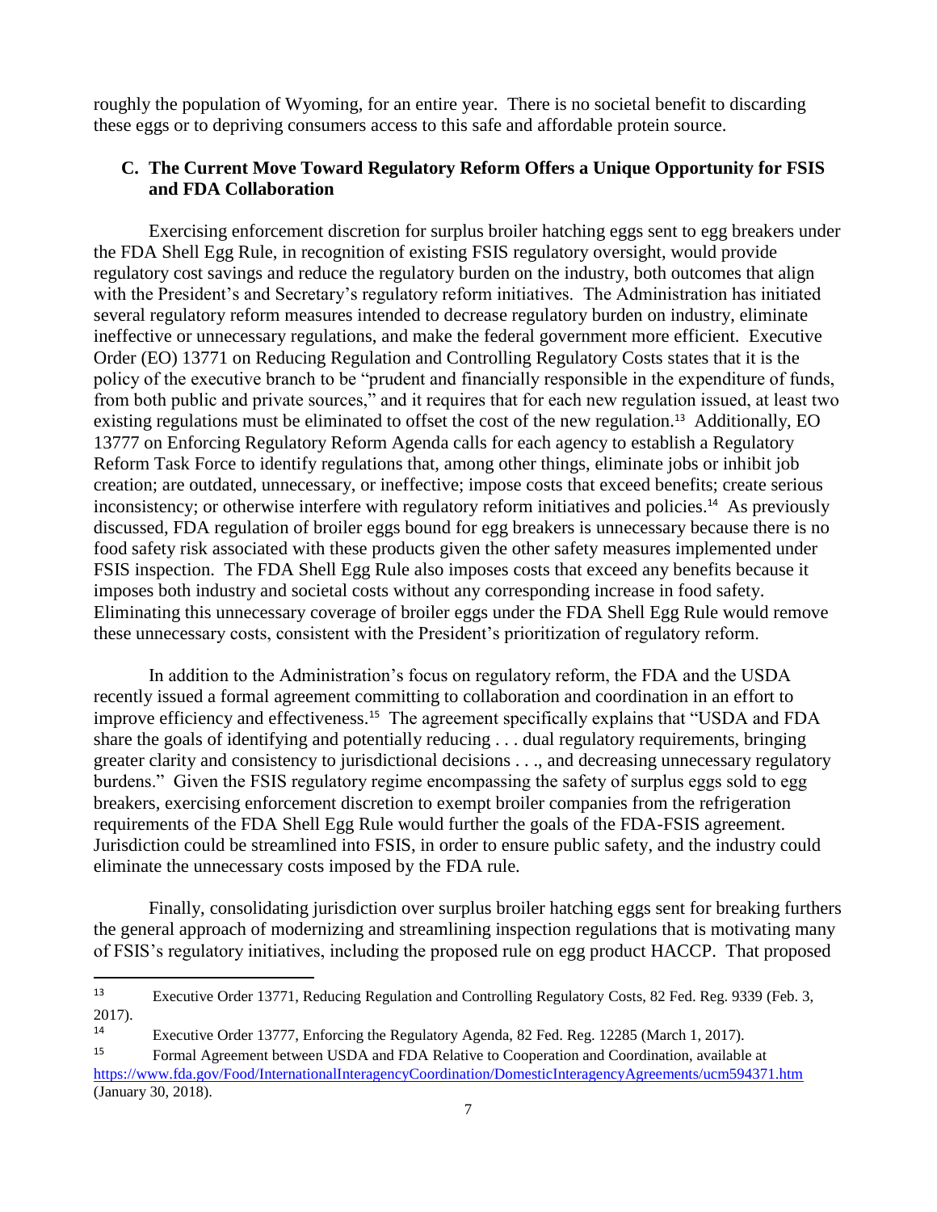roughly the population of Wyoming, for an entire year. There is no societal benefit to discarding these eggs or to depriving consumers access to this safe and affordable protein source.

### C. The Current Move Toward Regulatory Reform Offers a Unique Opportunity for FSIS and FDA Collaboration

Exercising enforcement discretion for surplus broiler hatching eggs sent to egg breakers under the FDA Shell Egg Rule, in recognition of existing FSIS regulatory oversight, would provide regulatory cost savings and reduce the regulatory burden on the industry, both outcomes that align with the President's and Secretary's regulatory reform initiatives. The Administration has initiated several regulatory reform measures intended to decrease regulatory burden on industry, eliminate ineffective or unnecessary regulations, and make the federal government more efficient. Executive Order (EO) 13771 on Reducing Regulation and Controlling Regulatory Costs states that it is the policy of the executive branch to be "prudent and financially responsible in the expenditure of funds, from both public and private sources," and it requires that for each new regulation issued, at least two existing regulations must be eliminated to offset the cost of the new regulation.[13] Additionally, EO 13777 on Enforcing Regulatory Reform Agenda calls for each agency to establish a Regulatory Reform Task Force to identify regulations that, among other things, eliminate jobs or inhibit job creation; are outdated, unnecessary, or ineffective; impose costs that exceed benefits; create serious inconsistency; or otherwise interfere with regulatory reform initiatives and policies.[14] As previously discussed, FDA regulation of broiler eggs bound for egg breakers is unnecessary because there is no food safety risk associated with these products given the other safety measures implemented under FSIS inspection. The FDA Shell Egg Rule also imposes costs that exceed any benefits because it imposes both industry and societal costs without any corresponding increase in food safety. Eliminating this unnecessary coverage of broiler eggs under the FDA Shell Egg Rule would remove these unnecessary costs, consistent with the President's prioritization of regulatory reform.

In addition to the Administration's focus on regulatory reform, the FDA and the USDA recently issued a formal agreement committing to collaboration and coordination in an effort to improve efficiency and effectiveness.[15] The agreement specifically explains that "USDA and FDA share the goals of identifying and potentially reducing . . . dual regulatory requirements, bringing greater clarity and consistency to jurisdictional decisions . . ., and decreasing unnecessary regulatory burdens." Given the FSIS regulatory regime encompassing the safety of surplus eggs sold to egg breakers, exercising enforcement discretion to exempt broiler companies from the refrigeration requirements of the FDA Shell Egg Rule would further the goals of the FDA-FSIS agreement. Jurisdiction could be streamlined into FSIS, in order to ensure public safety, and the industry could eliminate the unnecessary costs imposed by the FDA rule.

Finally, consolidating jurisdiction over surplus broiler hatching eggs sent for breaking furthers the general approach of modernizing and streamlining inspection regulations that is motivating many of FSIS's regulatory initiatives, including the proposed rule on egg product HACCP. That proposed

---

[13] Executive Order 13771, Reducing Regulation and Controlling Regulatory Costs, 82 Fed. Reg. 9339 (Feb. 3, 2017).

[14] Executive Order 13777, Enforcing the Regulatory Agenda, 82 Fed. Reg. 12285 (March 1, 2017).

[15] Formal Agreement between USDA and FDA Relative to Cooperation and Coordination, available at https://www.fda.gov/Food/InternationalInteragencyCoordination/DomesticInteragencyAgreements/ucm594371.htm (January 30, 2018).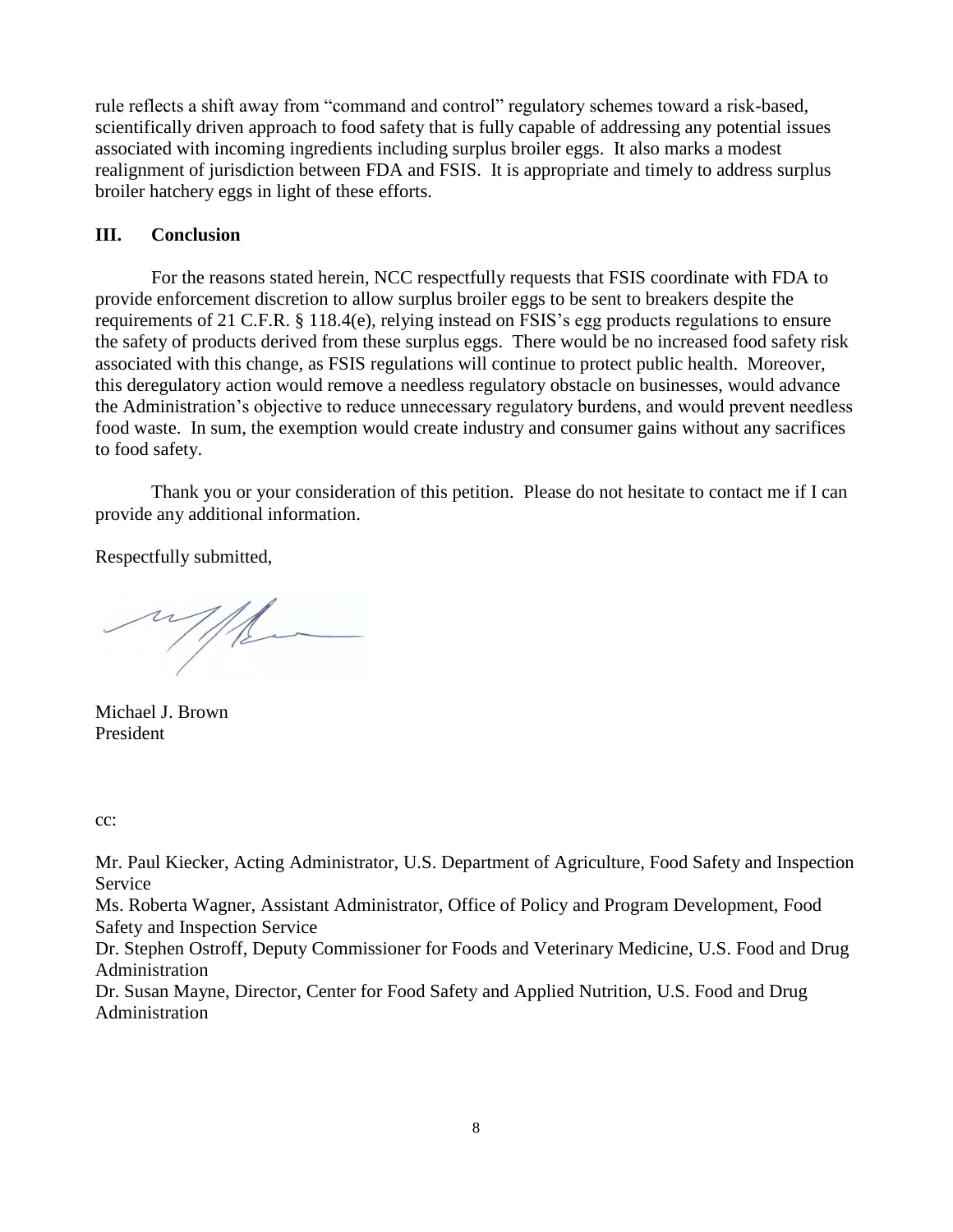rule reflects a shift away from "command and control" regulatory schemes toward a risk-based, scientifically driven approach to food safety that is fully capable of addressing any potential issues associated with incoming ingredients including surplus broiler eggs. It also marks a modest realignment of jurisdiction between FDA and FSIS. It is appropriate and timely to address surplus broiler hatchery eggs in light of these efforts.

## III. Conclusion

For the reasons stated herein, NCC respectfully requests that FSIS coordinate with FDA to provide enforcement discretion to allow surplus broiler eggs to be sent to breakers despite the requirements of 21 C.F.R. § 118.4(e), relying instead on FSIS's egg products regulations to ensure the safety of products derived from these surplus eggs. There would be no increased food safety risk associated with this change, as FSIS regulations will continue to protect public health. Moreover, this deregulatory action would remove a needless regulatory obstacle on businesses, would advance the Administration's objective to reduce unnecessary regulatory burdens, and would prevent needless food waste. In sum, the exemption would create industry and consumer gains without any sacrifices to food safety.

Thank you or your consideration of this petition. Please do not hesitate to contact me if I can provide any additional information.

Respectfully submitted,

Michael J. Brown
President

cc:

Mr. Paul Kiecker, Acting Administrator, U.S. Department of Agriculture, Food Safety and Inspection Service
Ms. Roberta Wagner, Assistant Administrator, Office of Policy and Program Development, Food Safety and Inspection Service
Dr. Stephen Ostroff, Deputy Commissioner for Foods and Veterinary Medicine, U.S. Food and Drug Administration
Dr. Susan Mayne, Director, Center for Food Safety and Applied Nutrition, U.S. Food and Drug Administration